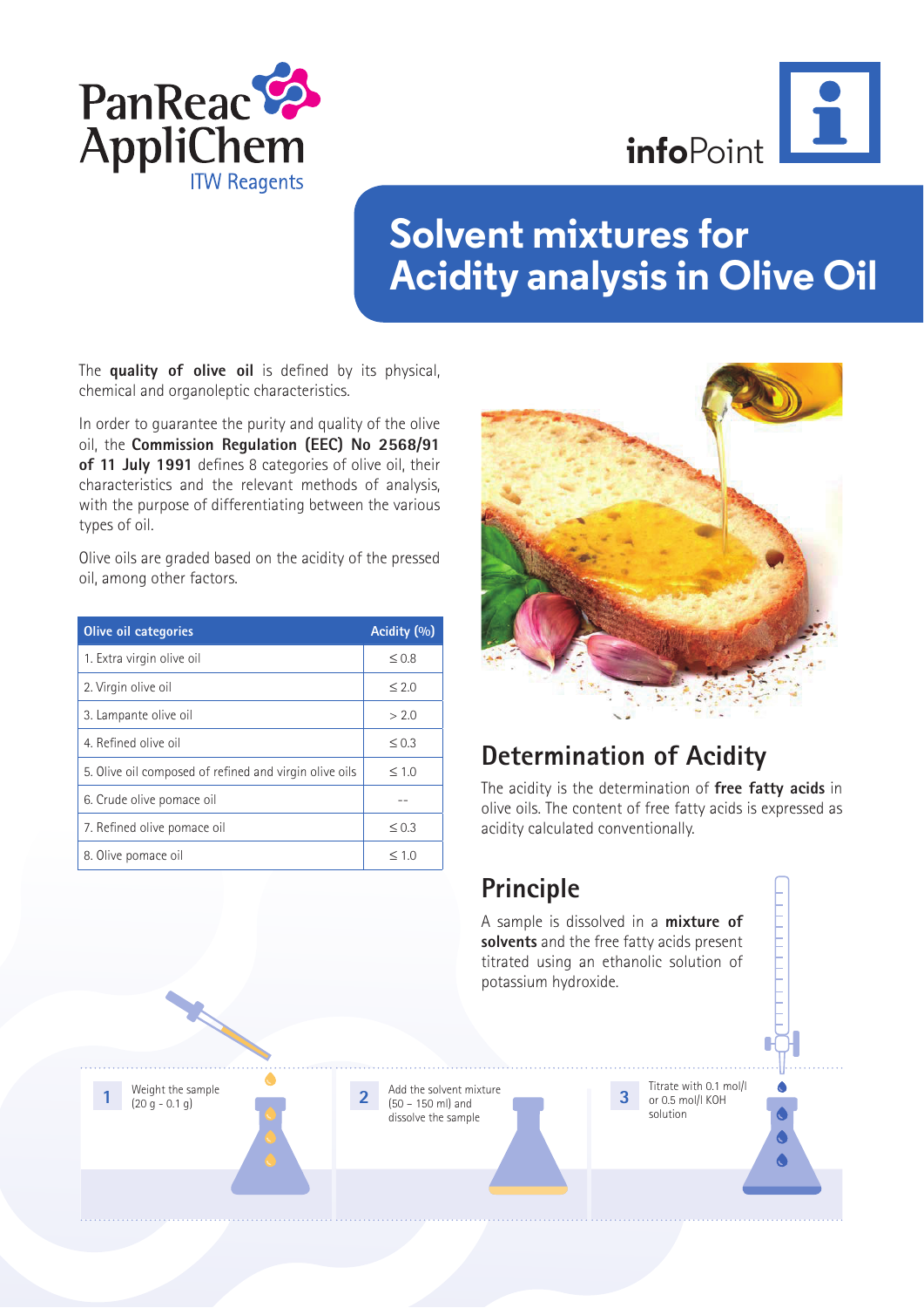PanReac AppliChem
ITW Reagents

infoPoint

# Solvent mixtures for Acidity analysis in Olive Oil

The **quality of olive oil** is defined by its physical, chemical and organoleptic characteristics.

In order to guarantee the purity and quality of the olive oil, the **Commission Regulation (EEC) No 2568/91 of 11 July 1991** defines 8 categories of olive oil, their characteristics and the relevant methods of analysis, with the purpose of differentiating between the various types of oil.

Olive oils are graded based on the acidity of the pressed oil, among other factors.

| Olive oil categories | Acidity (%) |
|---|---|
| 1. Extra virgin olive oil | ≤ 0.8 |
| 2. Virgin olive oil | ≤ 2.0 |
| 3. Lampante olive oil | > 2.0 |
| 4. Refined olive oil | ≤ 0.3 |
| 5. Olive oil composed of refined and virgin olive oils | ≤ 1.0 |
| 6. Crude olive pomace oil | -- |
| 7. Refined olive pomace oil | ≤ 0.3 |
| 8. Olive pomace oil | ≤ 1.0 |

## Determination of Acidity

The acidity is the determination of **free fatty acids** in olive oils. The content of free fatty acids is expressed as acidity calculated conventionally.

## Principle

A sample is dissolved in a **mixture of solvents** and the free fatty acids present titrated using an ethanolic solution of potassium hydroxide.

1. Weight the sample (20 g - 0.1 g)
2. Add the solvent mixture (50 – 150 ml) and dissolve the sample
3. Titrate with 0.1 mol/l or 0.5 mol/l KOH solution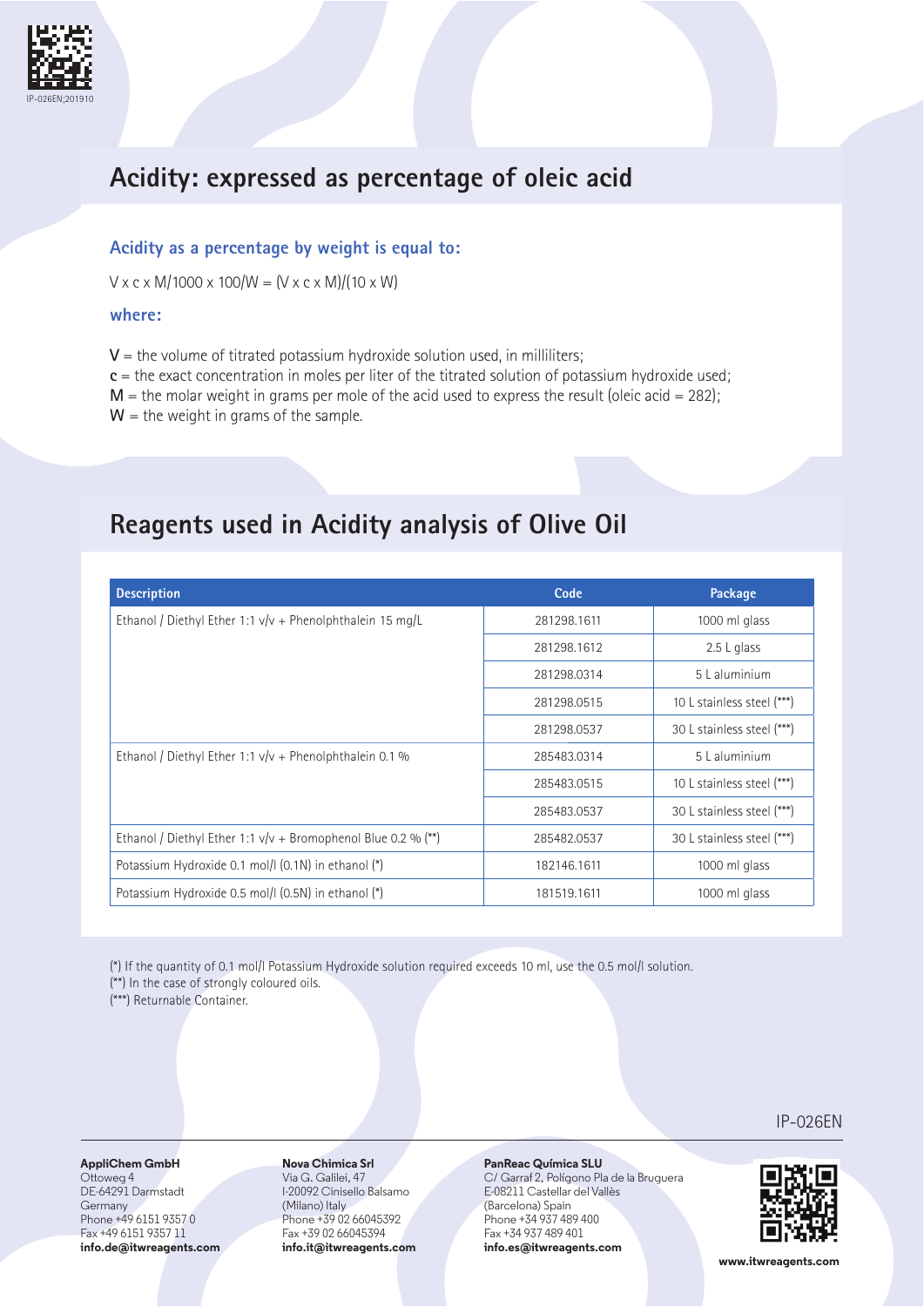## Acidity: expressed as percentage of oleic acid

### Acidity as a percentage by weight is equal to:

$$V \times c \times M/1000 \times 100/W = (V \times c \times M)/(10 \times W)$$

### where:

**V** = the volume of titrated potassium hydroxide solution used, in milliliters;
**c** = the exact concentration in moles per liter of the titrated solution of potassium hydroxide used;
**M** = the molar weight in grams per mole of the acid used to express the result (oleic acid = 282);
**W** = the weight in grams of the sample.

## Reagents used in Acidity analysis of Olive Oil

| Description | Code | Package |
|---|---|---|
| Ethanol / Diethyl Ether 1:1 v/v + Phenolphthalein 15 mg/L | 281298.1611 | 1000 ml glass |
| | 281298.1612 | 2.5 L glass |
| | 281298.0314 | 5 L aluminium |
| | 281298.0515 | 10 L stainless steel (***) |
| | 281298.0537 | 30 L stainless steel (***) |
| Ethanol / Diethyl Ether 1:1 v/v + Phenolphthalein 0.1 % | 285483.0314 | 5 L aluminium |
| | 285483.0515 | 10 L stainless steel (***) |
| | 285483.0537 | 30 L stainless steel (***) |
| Ethanol / Diethyl Ether 1:1 v/v + Bromophenol Blue 0.2 % (**) | 285482.0537 | 30 L stainless steel (***) |
| Potassium Hydroxide 0.1 mol/l (0.1N) in ethanol (*) | 182146.1611 | 1000 ml glass |
| Potassium Hydroxide 0.5 mol/l (0.5N) in ethanol (*) | 181519.1611 | 1000 ml glass |

(*) If the quantity of 0.1 mol/l Potassium Hydroxide solution required exceeds 10 ml, use the 0.5 mol/l solution.
(**) In the case of strongly coloured oils.
(***) Returnable Container.

IP-026EN

**AppliChem GmbH**
Ottoweg 4
DE-64291 Darmstadt
Germany
Phone +49 6151 9357 0
Fax +49 6151 9357 11
**info.de@itwreagents.com**

**Nova Chimica Srl**
Via G. Galilei, 47
I-20092 Cinisello Balsamo
(Milano) Italy
Phone +39 02 66045392
Fax +39 02 66045394
**info.it@itwreagents.com**

**PanReac Química SLU**
C/ Garraf 2, Polígono Pla de la Bruguera
E-08211 Castellar del Vallès
(Barcelona) Spain
Phone +34 937 489 400
Fax +34 937 489 401
**info.es@itwreagents.com**

**www.itwreagents.com**